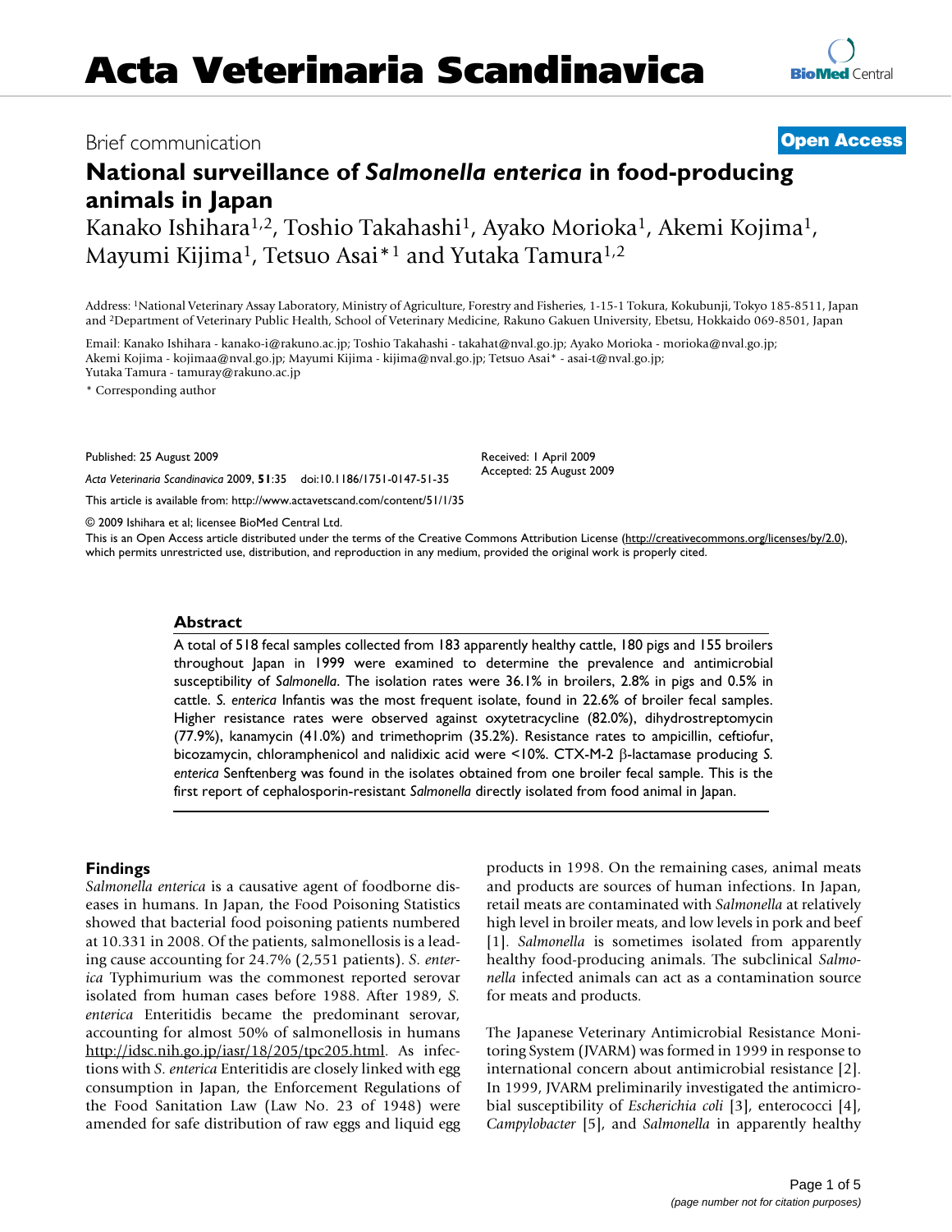Brief communication

**Open Access**

# National surveillance of *Salmonella enterica* in food-producing animals in Japan

Kanako Ishihara[1,2], Toshio Takahashi[1], Ayako Morioka[1], Akemi Kojima[1], Mayumi Kijima[1], Tetsuo Asai*[1] and Yutaka Tamura[1,2]

Address: [1]National Veterinary Assay Laboratory, Ministry of Agriculture, Forestry and Fisheries, 1-15-1 Tokura, Kokubunji, Tokyo 185-8511, Japan and [2]Department of Veterinary Public Health, School of Veterinary Medicine, Rakuno Gakuen University, Ebetsu, Hokkaido 069-8501, Japan

Email: Kanako Ishihara - kanako-i@rakuno.ac.jp; Toshio Takahashi - takahat@nval.go.jp; Ayako Morioka - morioka@nval.go.jp; Akemi Kojima - kojimaa@nval.go.jp; Mayumi Kijima - kijima@nval.go.jp; Tetsuo Asai* - asai-t@nval.go.jp; Yutaka Tamura - tamuray@rakuno.ac.jp

\* Corresponding author

Published: 25 August 2009

*Acta Veterinaria Scandinavica* 2009, **51**:35 doi:10.1186/1751-0147-51-35

Received: 1 April 2009
Accepted: 25 August 2009

This article is available from: http://www.actavetscand.com/content/51/1/35

© 2009 Ishihara et al; licensee BioMed Central Ltd.

This is an Open Access article distributed under the terms of the Creative Commons Attribution License (http://creativecommons.org/licenses/by/2.0), which permits unrestricted use, distribution, and reproduction in any medium, provided the original work is properly cited.

## Abstract

A total of 518 fecal samples collected from 183 apparently healthy cattle, 180 pigs and 155 broilers throughout Japan in 1999 were examined to determine the prevalence and antimicrobial susceptibility of *Salmonella*. The isolation rates were 36.1% in broilers, 2.8% in pigs and 0.5% in cattle. *S. enterica* Infantis was the most frequent isolate, found in 22.6% of broiler fecal samples. Higher resistance rates were observed against oxytetracycline (82.0%), dihydrostreptomycin (77.9%), kanamycin (41.0%) and trimethoprim (35.2%). Resistance rates to ampicillin, ceftiofur, bicozamycin, chloramphenicol and nalidixic acid were <10%. CTX-M-2 β-lactamase producing *S. enterica* Senftenberg was found in the isolates obtained from one broiler fecal sample. This is the first report of cephalosporin-resistant *Salmonella* directly isolated from food animal in Japan.

## Findings

*Salmonella enterica* is a causative agent of foodborne diseases in humans. In Japan, the Food Poisoning Statistics showed that bacterial food poisoning patients numbered at 10.331 in 2008. Of the patients, salmonellosis is a leading cause accounting for 24.7% (2,551 patients). *S. enterica* Typhimurium was the commonest reported serovar isolated from human cases before 1988. After 1989, *S. enterica* Enteritidis became the predominant serovar, accounting for almost 50% of salmonellosis in humans http://idsc.nih.go.jp/iasr/18/205/tpc205.html. As infections with *S. enterica* Enteritidis are closely linked with egg consumption in Japan, the Enforcement Regulations of the Food Sanitation Law (Law No. 23 of 1948) were amended for safe distribution of raw eggs and liquid egg products in 1998. On the remaining cases, animal meats and products are sources of human infections. In Japan, retail meats are contaminated with *Salmonella* at relatively high level in broiler meats, and low levels in pork and beef [1]. *Salmonella* is sometimes isolated from apparently healthy food-producing animals. The subclinical *Salmonella* infected animals can act as a contamination source for meats and products.

The Japanese Veterinary Antimicrobial Resistance Monitoring System (JVARM) was formed in 1999 in response to international concern about antimicrobial resistance [2]. In 1999, JVARM preliminarily investigated the antimicrobial susceptibility of *Escherichia coli* [3], enterococci [4], *Campylobacter* [5], and *Salmonella* in apparently healthy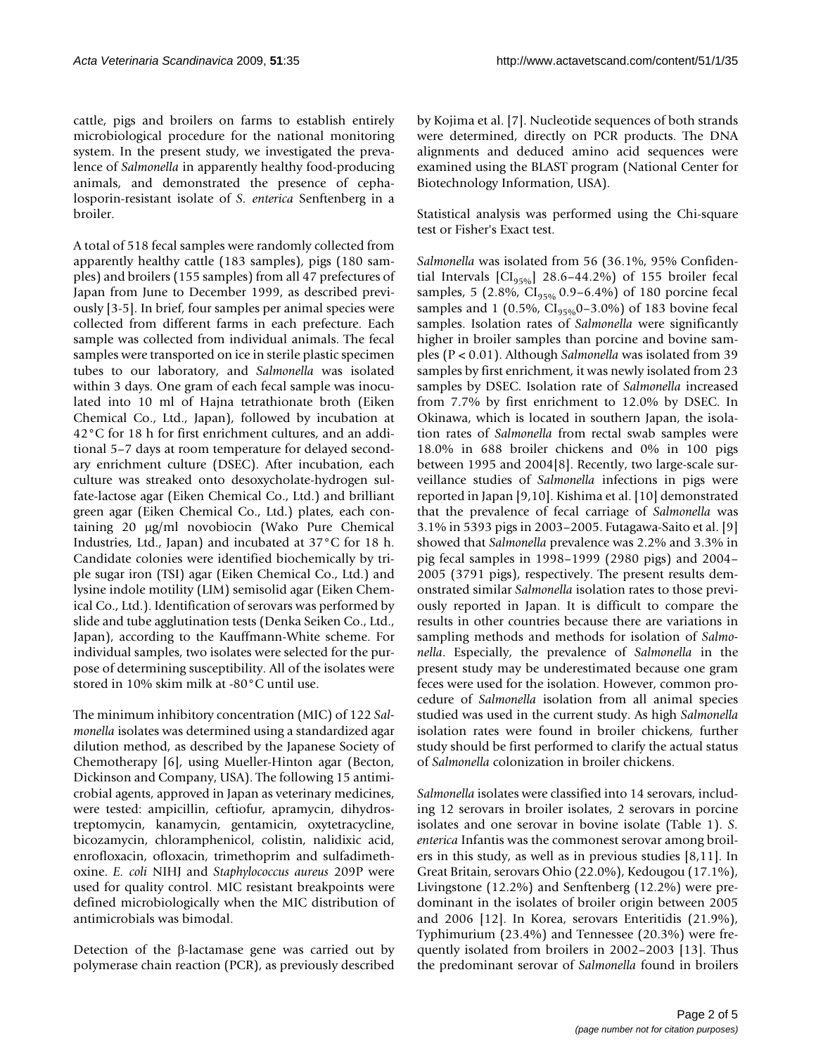cattle, pigs and broilers on farms to establish entirely microbiological procedure for the national monitoring system. In the present study, we investigated the prevalence of *Salmonella* in apparently healthy food-producing animals, and demonstrated the presence of cephalosporin-resistant isolate of *S. enterica* Senftenberg in a broiler.

A total of 518 fecal samples were randomly collected from apparently healthy cattle (183 samples), pigs (180 samples) and broilers (155 samples) from all 47 prefectures of Japan from June to December 1999, as described previously [3-5]. In brief, four samples per animal species were collected from different farms in each prefecture. Each sample was collected from individual animals. The fecal samples were transported on ice in sterile plastic specimen tubes to our laboratory, and *Salmonella* was isolated within 3 days. One gram of each fecal sample was inoculated into 10 ml of Hajna tetrathionate broth (Eiken Chemical Co., Ltd., Japan), followed by incubation at 42°C for 18 h for first enrichment cultures, and an additional 5–7 days at room temperature for delayed secondary enrichment culture (DSEC). After incubation, each culture was streaked onto desoxycholate-hydrogen sulfate-lactose agar (Eiken Chemical Co., Ltd.) and brilliant green agar (Eiken Chemical Co., Ltd.) plates, each containing 20 μg/ml novobiocin (Wako Pure Chemical Industries, Ltd., Japan) and incubated at 37°C for 18 h. Candidate colonies were identified biochemically by triple sugar iron (TSI) agar (Eiken Chemical Co., Ltd.) and lysine indole motility (LIM) semisolid agar (Eiken Chemical Co., Ltd.). Identification of serovars was performed by slide and tube agglutination tests (Denka Seiken Co., Ltd., Japan), according to the Kauffmann-White scheme. For individual samples, two isolates were selected for the purpose of determining susceptibility. All of the isolates were stored in 10% skim milk at -80°C until use.

The minimum inhibitory concentration (MIC) of 122 *Salmonella* isolates was determined using a standardized agar dilution method, as described by the Japanese Society of Chemotherapy [6], using Mueller-Hinton agar (Becton, Dickinson and Company, USA). The following 15 antimicrobial agents, approved in Japan as veterinary medicines, were tested: ampicillin, ceftiofur, apramycin, dihydrostreptomycin, kanamycin, gentamicin, oxytetracycline, bicozamycin, chloramphenicol, colistin, nalidixic acid, enrofloxacin, ofloxacin, trimethoprim and sulfadimethoxine. *E. coli* NIHJ and *Staphylococcus aureus* 209P were used for quality control. MIC resistant breakpoints were defined microbiologically when the MIC distribution of antimicrobials was bimodal.

Detection of the β-lactamase gene was carried out by polymerase chain reaction (PCR), as previously described by Kojima et al. [7]. Nucleotide sequences of both strands were determined, directly on PCR products. The DNA alignments and deduced amino acid sequences were examined using the BLAST program (National Center for Biotechnology Information, USA).

Statistical analysis was performed using the Chi-square test or Fisher's Exact test.

*Salmonella* was isolated from 56 (36.1%, 95% Confidential Intervals [$CI_{95\%}$] 28.6–44.2%) of 155 broiler fecal samples, 5 (2.8%, $CI_{95\%}$ 0.9–6.4%) of 180 porcine fecal samples and 1 (0.5%, $CI_{95\%}$0–3.0%) of 183 bovine fecal samples. Isolation rates of *Salmonella* were significantly higher in broiler samples than porcine and bovine samples ($P < 0.01$). Although *Salmonella* was isolated from 39 samples by first enrichment, it was newly isolated from 23 samples by DSEC. Isolation rate of *Salmonella* increased from 7.7% by first enrichment to 12.0% by DSEC. In Okinawa, which is located in southern Japan, the isolation rates of *Salmonella* from rectal swab samples were 18.0% in 688 broiler chickens and 0% in 100 pigs between 1995 and 2004[8]. Recently, two large-scale surveillance studies of *Salmonella* infections in pigs were reported in Japan [9,10]. Kishima et al. [10] demonstrated that the prevalence of fecal carriage of *Salmonella* was 3.1% in 5393 pigs in 2003–2005. Futagawa-Saito et al. [9] showed that *Salmonella* prevalence was 2.2% and 3.3% in pig fecal samples in 1998–1999 (2980 pigs) and 2004–2005 (3791 pigs), respectively. The present results demonstrated similar *Salmonella* isolation rates to those previously reported in Japan. It is difficult to compare the results in other countries because there are variations in sampling methods and methods for isolation of *Salmonella*. Especially, the prevalence of *Salmonella* in the present study may be underestimated because one gram feces were used for the isolation. However, common procedure of *Salmonella* isolation from all animal species studied was used in the current study. As high *Salmonella* isolation rates were found in broiler chickens, further study should be first performed to clarify the actual status of *Salmonella* colonization in broiler chickens.

*Salmonella* isolates were classified into 14 serovars, including 12 serovars in broiler isolates, 2 serovars in porcine isolates and one serovar in bovine isolate (Table 1). *S. enterica* Infantis was the commonest serovar among broilers in this study, as well as in previous studies [8,11]. In Great Britain, serovars Ohio (22.0%), Kedougou (17.1%), Livingstone (12.2%) and Senftenberg (12.2%) were predominant in the isolates of broiler origin between 2005 and 2006 [12]. In Korea, serovars Enteritidis (21.9%), Typhimurium (23.4%) and Tennessee (20.3%) were frequently isolated from broilers in 2002–2003 [13]. Thus the predominant serovar of *Salmonella* found in broilers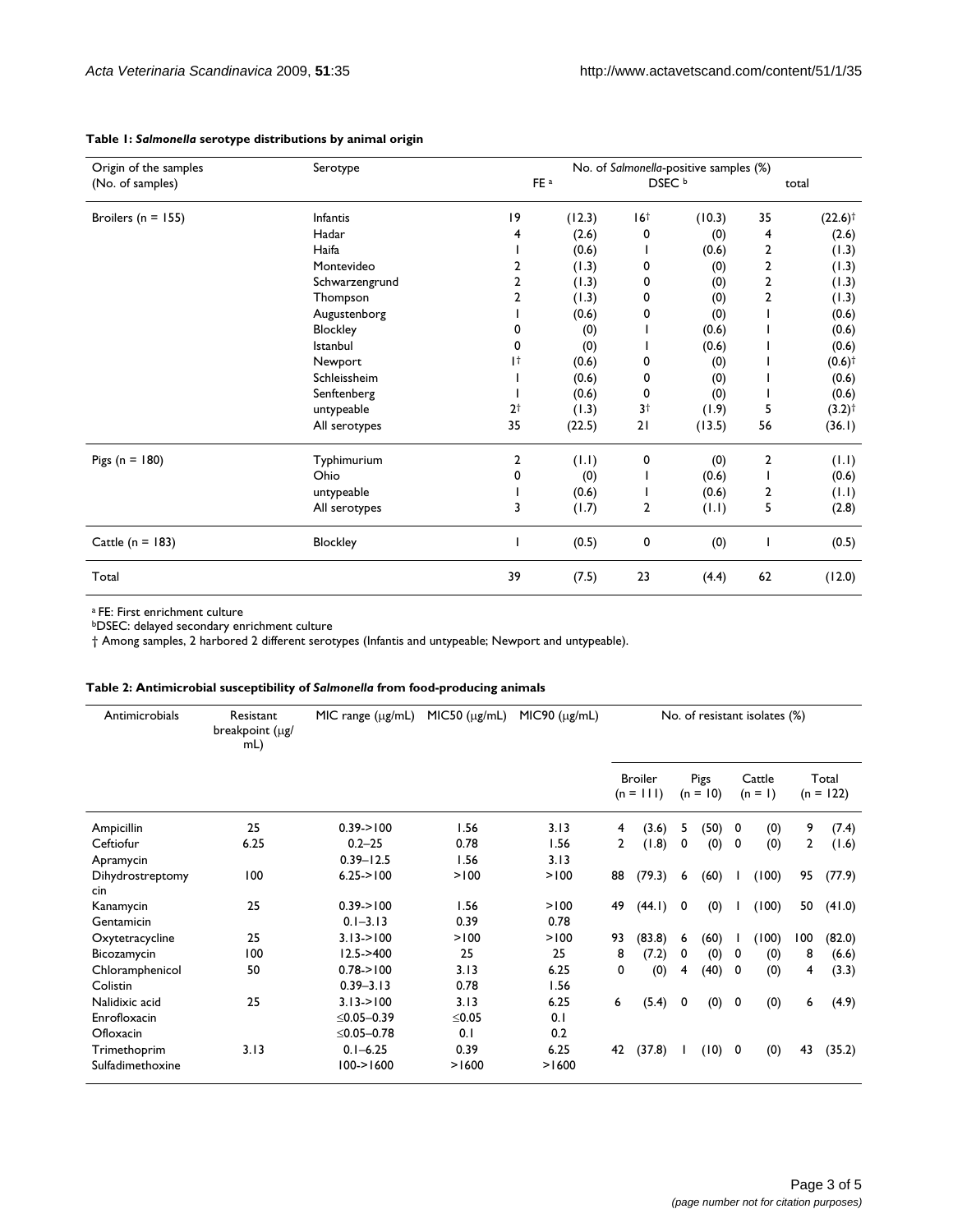**Table 1: *Salmonella* serotype distributions by animal origin**

| Origin of the samples (No. of samples) | Serotype | No. of *Salmonella*-positive samples (%) | | | | | |
|---|---|---|---|---|---|---|---|
| | | FE [a] | | DSEC [b] | | total | |
| Broilers (n = 155) | Infantis | 19 | (12.3) | 16† | (10.3) | 35 | (22.6)† |
| | Hadar | 4 | (2.6) | 0 | (0) | 4 | (2.6) |
| | Haifa | 1 | (0.6) | 1 | (0.6) | 2 | (1.3) |
| | Montevideo | 2 | (1.3) | 0 | (0) | 2 | (1.3) |
| | Schwarzengrund | 2 | (1.3) | 0 | (0) | 2 | (1.3) |
| | Thompson | 2 | (1.3) | 0 | (0) | 2 | (1.3) |
| | Augustenborg | 1 | (0.6) | 0 | (0) | 1 | (0.6) |
| | Blockley | 0 | (0) | 1 | (0.6) | 1 | (0.6) |
| | Istanbul | 0 | (0) | 1 | (0.6) | 1 | (0.6) |
| | Newport | 1† | (0.6) | 0 | (0) | 1 | (0.6)† |
| | Schleissheim | 1 | (0.6) | 0 | (0) | 1 | (0.6) |
| | Senftenberg | 1 | (0.6) | 0 | (0) | 1 | (0.6) |
| | untypeable | 2† | (1.3) | 3† | (1.9) | 5 | (3.2)† |
| | All serotypes | 35 | (22.5) | 21 | (13.5) | 56 | (36.1) |
| Pigs (n = 180) | Typhimurium | 2 | (1.1) | 0 | (0) | 2 | (1.1) |
| | Ohio | 0 | (0) | 1 | (0.6) | 1 | (0.6) |
| | untypeable | 1 | (0.6) | 1 | (0.6) | 2 | (1.1) |
| | All serotypes | 3 | (1.7) | 2 | (1.1) | 5 | (2.8) |
| Cattle (n = 183) | Blockley | 1 | (0.5) | 0 | (0) | 1 | (0.5) |
| Total | | 39 | (7.5) | 23 | (4.4) | 62 | (12.0) |

[a] FE: First enrichment culture
[b] DSEC: delayed secondary enrichment culture
† Among samples, 2 harbored 2 different serotypes (Infantis and untypeable; Newport and untypeable).

**Table 2: Antimicrobial susceptibility of *Salmonella* from food-producing animals**

| Antimicrobials | Resistant breakpoint (μg/mL) | MIC range (μg/mL) | MIC50 (μg/mL) | MIC90 (μg/mL) | No. of resistant isolates (%) | | | | | | | |
|---|---|---|---|---|---|---|---|---|---|---|---|---|
| | | | | | Broiler (n = 111) | | Pigs (n = 10) | | Cattle (n = 1) | | Total (n = 122) | |
| Ampicillin | 25 | 0.39->100 | 1.56 | 3.13 | 4 | (3.6) | 5 | (50) | 0 | (0) | 9 | (7.4) |
| Ceftiofur | 6.25 | 0.2–25 | 0.78 | 1.56 | 2 | (1.8) | 0 | (0) | 0 | (0) | 2 | (1.6) |
| Apramycin | | 0.39–12.5 | 1.56 | 3.13 | | | | | | | | |
| Dihydrostreptomycin | 100 | 6.25->100 | >100 | >100 | 88 | (79.3) | 6 | (60) | 1 | (100) | 95 | (77.9) |
| Kanamycin | 25 | 0.39->100 | 1.56 | >100 | 49 | (44.1) | 0 | (0) | 1 | (100) | 50 | (41.0) |
| Gentamicin | | 0.1–3.13 | 0.39 | 0.78 | | | | | | | | |
| Oxytetracycline | 25 | 3.13->100 | >100 | >100 | 93 | (83.8) | 6 | (60) | 1 | (100) | 100 | (82.0) |
| Bicozamycin | 100 | 12.5->400 | 25 | 25 | 8 | (7.2) | 0 | (0) | 0 | (0) | 8 | (6.6) |
| Chloramphenicol | 50 | 0.78->100 | 3.13 | 6.25 | 0 | (0) | 4 | (40) | 0 | (0) | 4 | (3.3) |
| Colistin | | 0.39–3.13 | 0.78 | 1.56 | | | | | | | | |
| Nalidixic acid | 25 | 3.13->100 | 3.13 | 6.25 | 6 | (5.4) | 0 | (0) | 0 | (0) | 6 | (4.9) |
| Enrofloxacin | | ≤0.05–0.39 | ≤0.05 | 0.1 | | | | | | | | |
| Ofloxacin | | ≤0.05–0.78 | 0.1 | 0.2 | | | | | | | | |
| Trimethoprim | 3.13 | 0.1–6.25 | 0.39 | 6.25 | 42 | (37.8) | 1 | (10) | 0 | (0) | 43 | (35.2) |
| Sulfadimethoxine | | 100->1600 | >1600 | >1600 | | | | | | | | |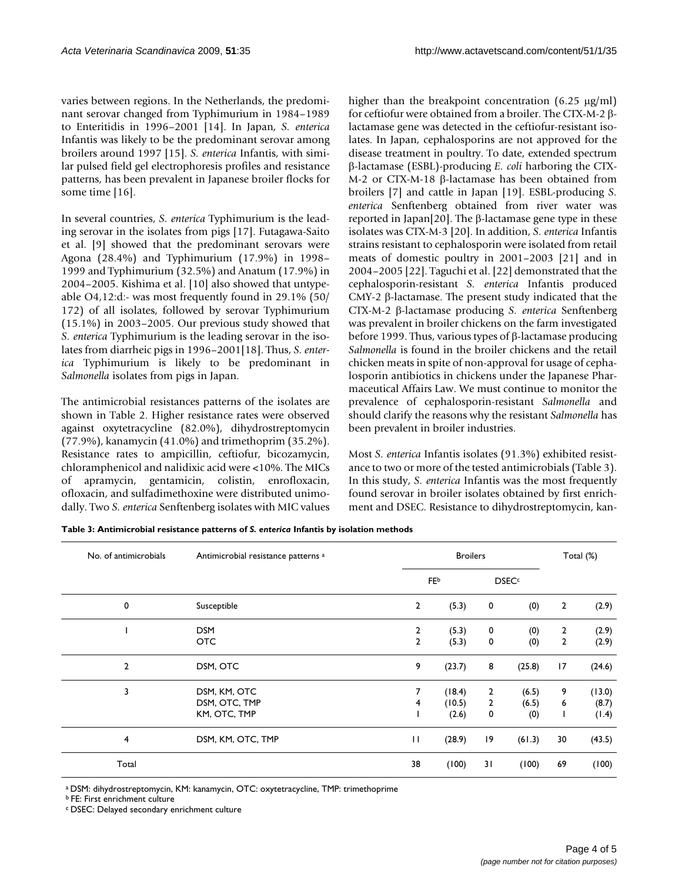varies between regions. In the Netherlands, the predominant serovar changed from Typhimurium in 1984–1989 to Enteritidis in 1996–2001 [14]. In Japan, *S. enterica* Infantis was likely to be the predominant serovar among broilers around 1997 [15]. *S. enterica* Infantis, with similar pulsed field gel electrophoresis profiles and resistance patterns, has been prevalent in Japanese broiler flocks for some time [16].

In several countries, *S. enterica* Typhimurium is the leading serovar in the isolates from pigs [17]. Futagawa-Saito et al. [9] showed that the predominant serovars were Agona (28.4%) and Typhimurium (17.9%) in 1998–1999 and Typhimurium (32.5%) and Anatum (17.9%) in 2004–2005. Kishima et al. [10] also showed that untypeable O4,12:d:- was most frequently found in 29.1% (50/172) of all isolates, followed by serovar Typhimurium (15.1%) in 2003–2005. Our previous study showed that *S. enterica* Typhimurium is the leading serovar in the isolates from diarrheic pigs in 1996–2001[18]. Thus, *S. enterica* Typhimurium is likely to be predominant in *Salmonella* isolates from pigs in Japan.

The antimicrobial resistances patterns of the isolates are shown in Table 2. Higher resistance rates were observed against oxytetracycline (82.0%), dihydrostreptomycin (77.9%), kanamycin (41.0%) and trimethoprim (35.2%). Resistance rates to ampicillin, ceftiofur, bicozamycin, chloramphenicol and nalidixic acid were <10%. The MICs of apramycin, gentamicin, colistin, enrofloxacin, ofloxacin, and sulfadimethoxine were distributed unimodally. Two *S. enterica* Senftenberg isolates with MIC values higher than the breakpoint concentration (6.25 μg/ml) for ceftiofur were obtained from a broiler. The CTX-M-2 β-lactamase gene was detected in the ceftiofur-resistant isolates. In Japan, cephalosporins are not approved for the disease treatment in poultry. To date, extended spectrum β-lactamase (ESBL)-producing *E. coli* harboring the CTX-M-2 or CTX-M-18 β-lactamase has been obtained from broilers [7] and cattle in Japan [19]. ESBL-producing *S. enterica* Senftenberg obtained from river water was reported in Japan[20]. The β-lactamase gene type in these isolates was CTX-M-3 [20]. In addition, *S. enterica* Infantis strains resistant to cephalosporin were isolated from retail meats of domestic poultry in 2001–2003 [21] and in 2004–2005 [22]. Taguchi et al. [22] demonstrated that the cephalosporin-resistant *S. enterica* Infantis produced CMY-2 β-lactamase. The present study indicated that the CTX-M-2 β-lactamase producing *S. enterica* Senftenberg was prevalent in broiler chickens on the farm investigated before 1999. Thus, various types of β-lactamase producing *Salmonella* is found in the broiler chickens and the retail chicken meats in spite of non-approval for usage of cephalosporin antibiotics in chickens under the Japanese Pharmaceutical Affairs Law. We must continue to monitor the prevalence of cephalosporin-resistant *Salmonella* and should clarify the reasons why the resistant *Salmonella* has been prevalent in broiler industries.

Most *S. enterica* Infantis isolates (91.3%) exhibited resistance to two or more of the tested antimicrobials (Table 3). In this study, *S. enterica* Infantis was the most frequently found serovar in broiler isolates obtained by first enrichment and DSEC. Resistance to dihydrostreptomycin, kan-

**Table 3: Antimicrobial resistance patterns of *S. enterica* Infantis by isolation methods**

| No. of antimicrobials | Antimicrobial resistance patterns [a] | Broilers | | | | Total (%) | |
|---|---|---|---|---|---|---|---|
| | | FE[b] | | DSEC[c] | | | |
| 0 | Susceptible | 2 | (5.3) | 0 | (0) | 2 | (2.9) |
| 1 | DSM | 2 | (5.3) | 0 | (0) | 2 | (2.9) |
| | OTC | 2 | (5.3) | 0 | (0) | 2 | (2.9) |
| 2 | DSM, OTC | 9 | (23.7) | 8 | (25.8) | 17 | (24.6) |
| 3 | DSM, KM, OTC | 7 | (18.4) | 2 | (6.5) | 9 | (13.0) |
| | DSM, OTC, TMP | 4 | (10.5) | 2 | (6.5) | 6 | (8.7) |
| | KM, OTC, TMP | 1 | (2.6) | 0 | (0) | 1 | (1.4) |
| 4 | DSM, KM, OTC, TMP | 11 | (28.9) | 19 | (61.3) | 30 | (43.5) |
| Total | | 38 | (100) | 31 | (100) | 69 | (100) |

[a] DSM: dihydrostreptomycin, KM: kanamycin, OTC: oxytetracycline, TMP: trimethoprime
[b] FE: First enrichment culture
[c] DSEC: Delayed secondary enrichment culture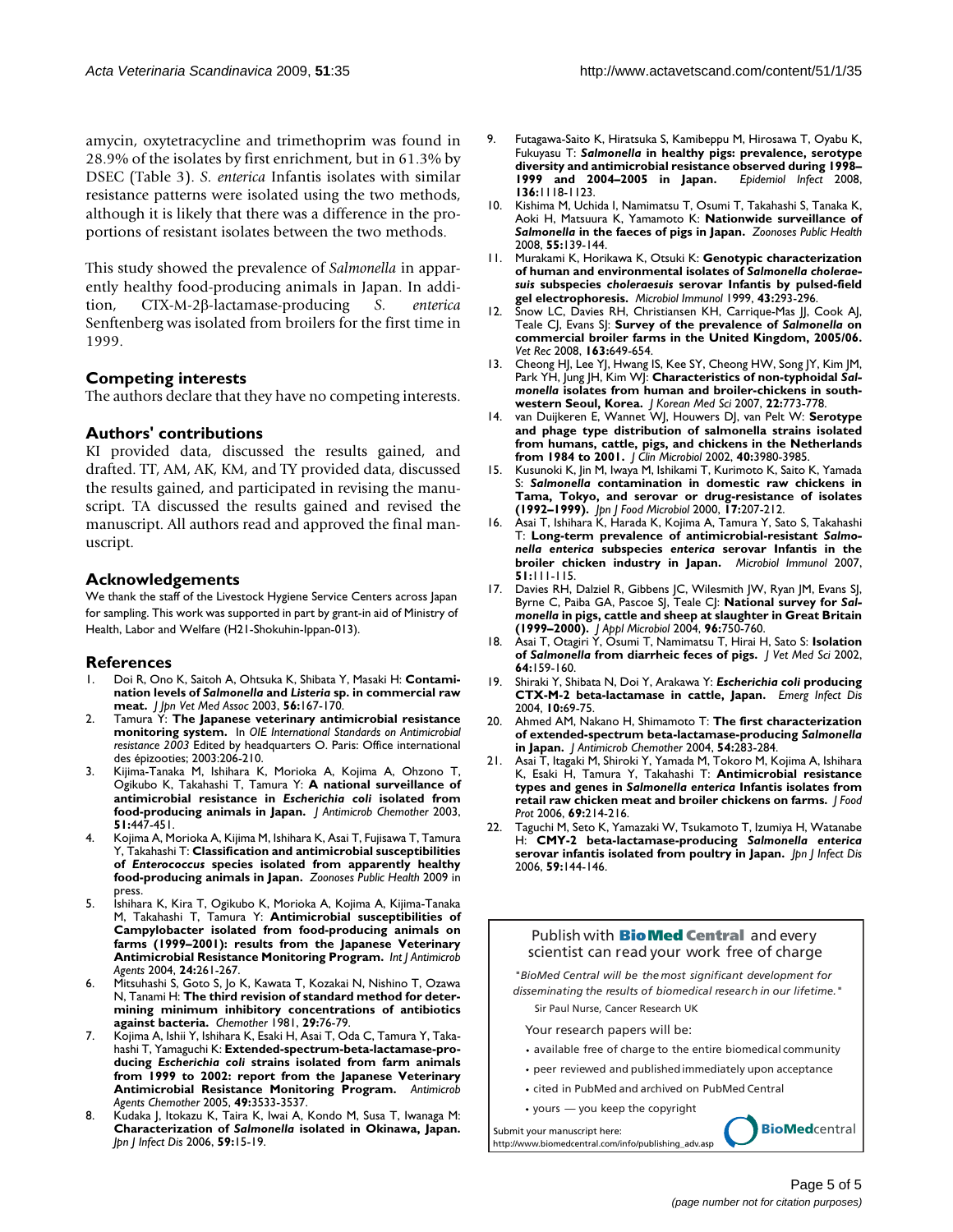amycin, oxytetracycline and trimethoprim was found in 28.9% of the isolates by first enrichment, but in 61.3% by DSEC (Table 3). *S. enterica* Infantis isolates with similar resistance patterns were isolated using the two methods, although it is likely that there was a difference in the proportions of resistant isolates between the two methods.

This study showed the prevalence of *Salmonella* in apparently healthy food-producing animals in Japan. In addition, CTX-M-2β-lactamase-producing *S. enterica* Senftenberg was isolated from broilers for the first time in 1999.

## Competing interests

The authors declare that they have no competing interests.

## Authors' contributions

KI provided data, discussed the results gained, and drafted. TT, AM, AK, KM, and TY provided data, discussed the results gained, and participated in revising the manuscript. TA discussed the results gained and revised the manuscript. All authors read and approved the final manuscript.

## Acknowledgements

We thank the staff of the Livestock Hygiene Service Centers across Japan for sampling. This work was supported in part by grant-in aid of Ministry of Health, Labor and Welfare (H21-Shokuhin-Ippan-013).

## References

1. Doi R, Ono K, Saitoh A, Ohtsuka K, Shibata Y, Masaki H: **Contamination levels of *Salmonella* and *Listeria* sp. in commercial raw meat.** *J Jpn Vet Med Assoc* 2003, **56:**167-170.
2. Tamura Y: **The Japanese veterinary antimicrobial resistance monitoring system.** In *OIE International Standards on Antimicrobial resistance 2003* Edited by headquarters O. Paris: Office international des épizooties; 2003:206-210.
3. Kijima-Tanaka M, Ishihara K, Morioka A, Kojima A, Ohzono T, Ogikubo K, Takahashi T, Tamura Y: **A national surveillance of antimicrobial resistance in *Escherichia coli* isolated from food-producing animals in Japan.** *J Antimicrob Chemother* 2003, **51:**447-451.
4. Kojima A, Morioka A, Kijima M, Ishihara K, Asai T, Fujisawa T, Tamura Y, Takahashi T: **Classification and antimicrobial susceptibilities of *Enterococcus* species isolated from apparently healthy food-producing animals in Japan.** *Zoonoses Public Health* 2009 in press.
5. Ishihara K, Kira T, Ogikubo K, Morioka A, Kojima A, Kijima-Tanaka M, Takahashi T, Tamura Y: **Antimicrobial susceptibilities of Campylobacter isolated from food-producing animals on farms (1999–2001): results from the Japanese Veterinary Antimicrobial Resistance Monitoring Program.** *Int J Antimicrob Agents* 2004, **24:**261-267.
6. Mitsuhashi S, Goto S, Jo K, Kawata T, Kozakai N, Nishino T, Ozawa N, Tanami H: **The third revision of standard method for determining minimum inhibitory concentrations of antibiotics against bacteria.** *Chemother* 1981, **29:**76-79.
7. Kojima A, Ishii Y, Ishihara K, Esaki H, Asai T, Oda C, Tamura Y, Takahashi T, Yamaguchi K: **Extended-spectrum-beta-lactamase-producing *Escherichia coli* strains isolated from farm animals from 1999 to 2002: report from the Japanese Veterinary Antimicrobial Resistance Monitoring Program.** *Antimicrob Agents Chemother* 2005, **49:**3533-3537.
8. Kudaka J, Itokazu K, Taira K, Iwai A, Kondo M, Susa T, Iwanaga M: **Characterization of *Salmonella* isolated in Okinawa, Japan.** *Jpn J Infect Dis* 2006, **59:**15-19.
9. Futagawa-Saito K, Hiratsuka S, Kamibeppu M, Hirosawa T, Oyabu K, Fukuyasu T: ***Salmonella* in healthy pigs: prevalence, serotype diversity and antimicrobial resistance observed during 1998–1999 and 2004–2005 in Japan.** *Epidemiol Infect* 2008, **136:**1118-1123.
10. Kishima M, Uchida I, Namimatsu T, Osumi T, Takahashi S, Tanaka K, Aoki H, Matsuura K, Yamamoto K: **Nationwide surveillance of *Salmonella* in the faeces of pigs in Japan.** *Zoonoses Public Health* 2008, **55:**139-144.
11. Murakami K, Horikawa K, Otsuki K: **Genotypic characterization of human and environmental isolates of *Salmonella choleraesuis* subspecies *choleraesuis* serovar Infantis by pulsed-field gel electrophoresis.** *Microbiol Immunol* 1999, **43:**293-296.
12. Snow LC, Davies RH, Christiansen KH, Carrique-Mas JJ, Cook AJ, Teale CJ, Evans SJ: **Survey of the prevalence of *Salmonella* on commercial broiler farms in the United Kingdom, 2005/06.** *Vet Rec* 2008, **163:**649-654.
13. Cheong HJ, Lee YJ, Hwang IS, Kee SY, Cheong HW, Song JY, Kim JM, Park YH, Jung JH, Kim WJ: **Characteristics of non-typhoidal *Salmonella* isolates from human and broiler-chickens in southwestern Seoul, Korea.** *J Korean Med Sci* 2007, **22:**773-778.
14. van Duijkeren E, Wannet WJ, Houwers DJ, van Pelt W: **Serotype and phage type distribution of salmonella strains isolated from humans, cattle, pigs, and chickens in the Netherlands from 1984 to 2001.** *J Clin Microbiol* 2002, **40:**3980-3985.
15. Kusunoki K, Jin M, Iwaya M, Ishikami T, Kurimoto K, Saito K, Yamada S: ***Salmonella* contamination in domestic raw chickens in Tama, Tokyo, and serovar or drug-resistance of isolates (1992–1999).** *Jpn J Food Microbiol* 2000, **17:**207-212.
16. Asai T, Ishihara K, Harada K, Kojima A, Tamura Y, Sato S, Takahashi T: **Long-term prevalence of antimicrobial-resistant *Salmonella enterica* subspecies *enterica* serovar Infantis in the broiler chicken industry in Japan.** *Microbiol Immunol* 2007, **51:**111-115.
17. Davies RH, Dalziel R, Gibbens JC, Wilesmith JW, Ryan JM, Evans SJ, Byrne C, Paiba GA, Pascoe SJ, Teale CJ: **National survey for *Salmonella* in pigs, cattle and sheep at slaughter in Great Britain (1999–2000).** *J Appl Microbiol* 2004, **96:**750-760.
18. Asai T, Otagiri Y, Osumi T, Namimatsu T, Hirai H, Sato S: **Isolation of *Salmonella* from diarrheic feces of pigs.** *J Vet Med Sci* 2002, **64:**159-160.
19. Shiraki Y, Shibata N, Doi Y, Arakawa Y: ***Escherichia coli* producing CTX-M-2 beta-lactamase in cattle, Japan.** *Emerg Infect Dis* 2004, **10:**69-75.
20. Ahmed AM, Nakano H, Shimamoto T: **The first characterization of extended-spectrum beta-lactamase-producing *Salmonella* in Japan.** *J Antimicrob Chemother* 2004, **54:**283-284.
21. Asai T, Itagaki M, Shiroki Y, Yamada M, Tokoro M, Kojima A, Ishihara K, Esaki H, Tamura Y, Takahashi T: **Antimicrobial resistance types and genes in *Salmonella enterica* Infantis isolates from retail raw chicken meat and broiler chickens on farms.** *J Food Prot* 2006, **69:**214-216.
22. Taguchi M, Seto K, Yamazaki W, Tsukamoto T, Izumiya H, Watanabe H: **CMY-2 beta-lactamase-producing *Salmonella enterica* serovar infantis isolated from poultry in Japan.** *Jpn J Infect Dis* 2006, **59:**144-146.

Publish with **BioMed Central** and every scientist can read your work free of charge

*"BioMed Central will be the most significant development for disseminating the results of biomedical research in our lifetime."*
Sir Paul Nurse, Cancer Research UK

Your research papers will be:

- available free of charge to the entire biomedical community
- peer reviewed and published immediately upon acceptance
- cited in PubMed and archived on PubMed Central
- yours — you keep the copyright

Submit your manuscript here:
http://www.biomedcentral.com/info/publishing_adv.asp

BioMedcentral